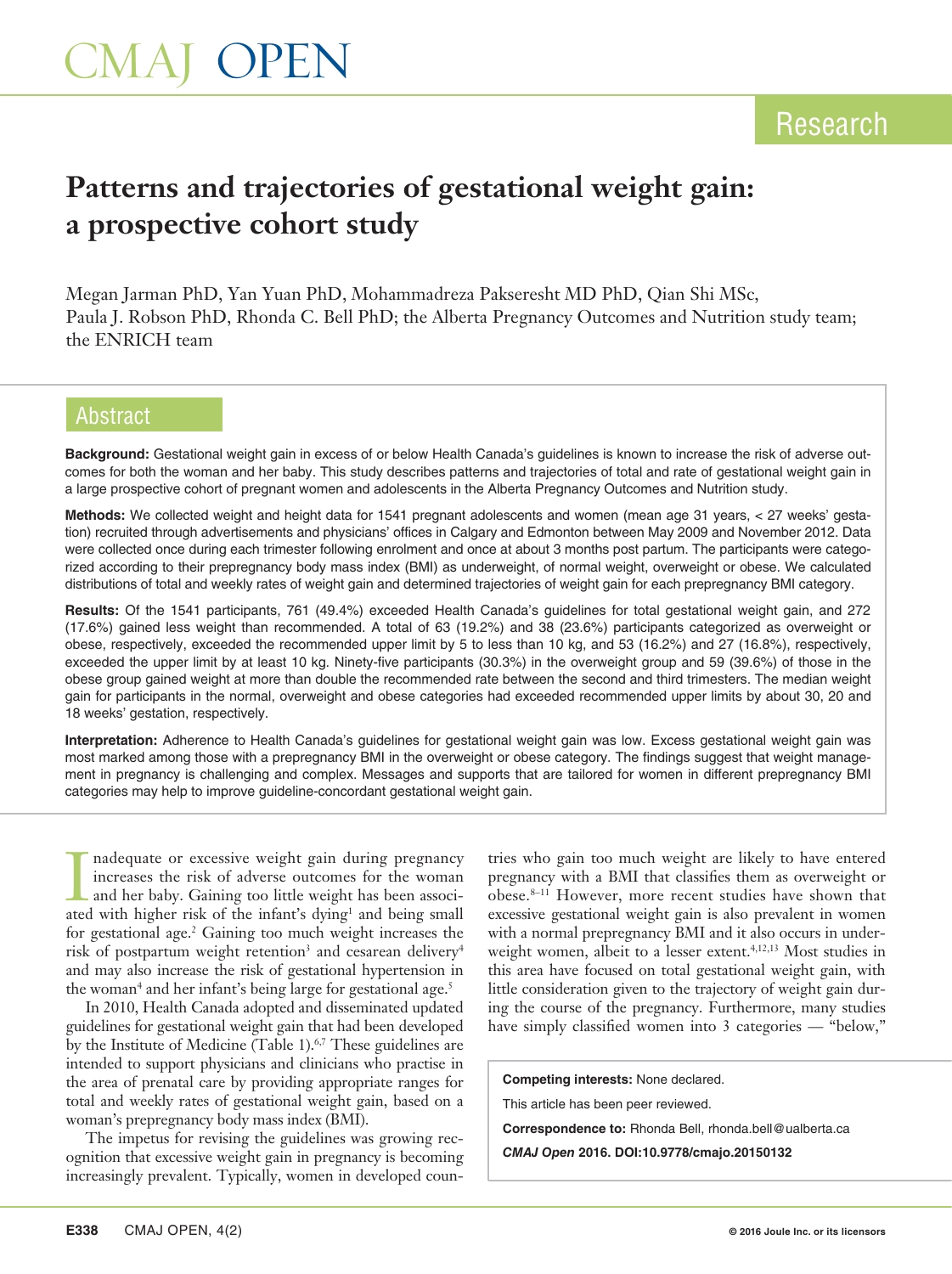# Patterns and trajectories of gestational weight gain: a prospective cohort study

Megan Jarman PhD, Yan Yuan PhD, Mohammadreza Pakseresht MD PhD, Qian Shi MSc, Paula J. Robson PhD, Rhonda C. Bell PhD; the Alberta Pregnancy Outcomes and Nutrition study team; the ENRICH team

## Abstract

**Background:** Gestational weight gain in excess of or below Health Canada's guidelines is known to increase the risk of adverse outcomes for both the woman and her baby. This study describes patterns and trajectories of total and rate of gestational weight gain in a large prospective cohort of pregnant women and adolescents in the Alberta Pregnancy Outcomes and Nutrition study.

**Methods:** We collected weight and height data for 1541 pregnant adolescents and women (mean age 31 years, < 27 weeks' gestation) recruited through advertisements and physicians' offices in Calgary and Edmonton between May 2009 and November 2012. Data were collected once during each trimester following enrolment and once at about 3 months post partum. The participants were categorized according to their prepregnancy body mass index (BMI) as underweight, of normal weight, overweight or obese. We calculated distributions of total and weekly rates of weight gain and determined trajectories of weight gain for each prepregnancy BMI category.

**Results:** Of the 1541 participants, 761 (49.4%) exceeded Health Canada's guidelines for total gestational weight gain, and 272 (17.6%) gained less weight than recommended. A total of 63 (19.2%) and 38 (23.6%) participants categorized as overweight or obese, respectively, exceeded the recommended upper limit by 5 to less than 10 kg, and 53 (16.2%) and 27 (16.8%), respectively, exceeded the upper limit by at least 10 kg. Ninety-five participants (30.3%) in the overweight group and 59 (39.6%) of those in the obese group gained weight at more than double the recommended rate between the second and third trimesters. The median weight gain for participants in the normal, overweight and obese categories had exceeded recommended upper limits by about 30, 20 and 18 weeks' gestation, respectively.

**Interpretation:** Adherence to Health Canada's guidelines for gestational weight gain was low. Excess gestational weight gain was most marked among those with a prepregnancy BMI in the overweight or obese category. The findings suggest that weight management in pregnancy is challenging and complex. Messages and supports that are tailored for women in different prepregnancy BMI categories may help to improve guideline-concordant gestational weight gain.

Inadequate or excessive weight gain during pregnancy increases the risk of adverse outcomes for the woman and her baby. Gaining too little weight has been associated with higher risk of the infant's dying[1] and being small for gestational age.[2] Gaining too much weight increases the risk of postpartum weight retention[3] and cesarean delivery[4] and may also increase the risk of gestational hypertension in the woman[4] and her infant's being large for gestational age.[5]

In 2010, Health Canada adopted and disseminated updated guidelines for gestational weight gain that had been developed by the Institute of Medicine (Table 1).[6,7] These guidelines are intended to support physicians and clinicians who practise in the area of prenatal care by providing appropriate ranges for total and weekly rates of gestational weight gain, based on a woman's prepregnancy body mass index (BMI).

The impetus for revising the guidelines was growing recognition that excessive weight gain in pregnancy is becoming increasingly prevalent. Typically, women in developed countries who gain too much weight are likely to have entered pregnancy with a BMI that classifies them as overweight or obese.[8–11] However, more recent studies have shown that excessive gestational weight gain is also prevalent in women with a normal prepregnancy BMI and it also occurs in underweight women, albeit to a lesser extent.[4,12,13] Most studies in this area have focused on total gestational weight gain, with little consideration given to the trajectory of weight gain during the course of the pregnancy. Furthermore, many studies have simply classified women into 3 categories — "below,"

**Competing interests:** None declared.

This article has been peer reviewed.

**Correspondence to:** Rhonda Bell, rhonda.bell@ualberta.ca

*CMAJ Open* 2016. DOI:10.9778/cmajo.20150132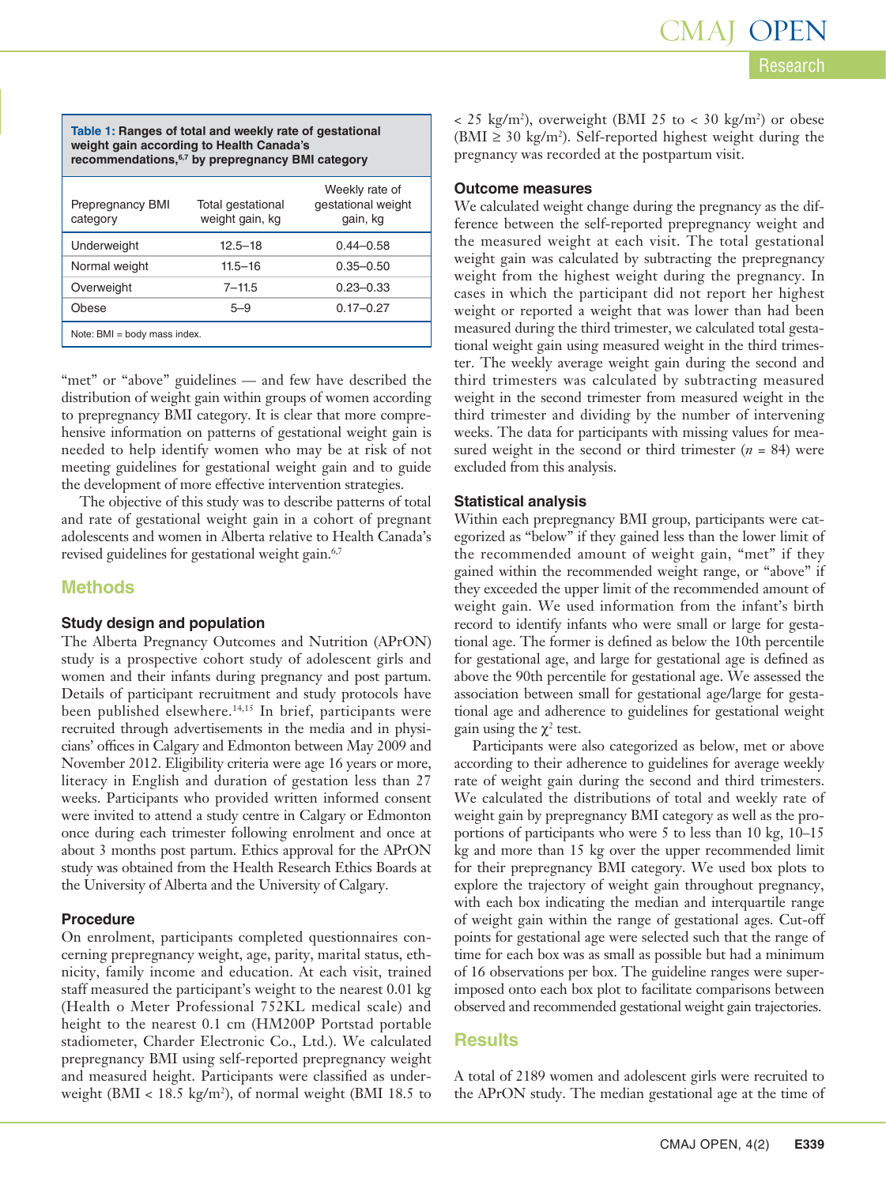**Table 1: Ranges of total and weekly rate of gestational weight gain according to Health Canada's recommendations,[6,7] by prepregnancy BMI category**

| Prepregnancy BMI category | Total gestational weight gain, kg | Weekly rate of gestational weight gain, kg |
|---|---|---|
| Underweight | 12.5–18 | 0.44–0.58 |
| Normal weight | 11.5–16 | 0.35–0.50 |
| Overweight | 7–11.5 | 0.23–0.33 |
| Obese | 5–9 | 0.17–0.27 |

Note: BMI = body mass index.

"met" or "above" guidelines — and few have described the distribution of weight gain within groups of women according to prepregnancy BMI category. It is clear that more comprehensive information on patterns of gestational weight gain is needed to help identify women who may be at risk of not meeting guidelines for gestational weight gain and to guide the development of more effective intervention strategies.

The objective of this study was to describe patterns of total and rate of gestational weight gain in a cohort of pregnant adolescents and women in Alberta relative to Health Canada's revised guidelines for gestational weight gain.[6,7]

## Methods

### Study design and population

The Alberta Pregnancy Outcomes and Nutrition (APrON) study is a prospective cohort study of adolescent girls and women and their infants during pregnancy and post partum. Details of participant recruitment and study protocols have been published elsewhere.[14,15] In brief, participants were recruited through advertisements in the media and in physicians' offices in Calgary and Edmonton between May 2009 and November 2012. Eligibility criteria were age 16 years or more, literacy in English and duration of gestation less than 27 weeks. Participants who provided written informed consent were invited to attend a study centre in Calgary or Edmonton once during each trimester following enrolment and once at about 3 months post partum. Ethics approval for the APrON study was obtained from the Health Research Ethics Boards at the University of Alberta and the University of Calgary.

### Procedure

On enrolment, participants completed questionnaires concerning prepregnancy weight, age, parity, marital status, ethnicity, family income and education. At each visit, trained staff measured the participant's weight to the nearest 0.01 kg (Health o Meter Professional 752KL medical scale) and height to the nearest 0.1 cm (HM200P Portstad portable stadiometer, Charder Electronic Co., Ltd.). We calculated prepregnancy BMI using self-reported prepregnancy weight and measured height. Participants were classified as underweight (BMI < 18.5 kg/m$^2$), of normal weight (BMI 18.5 to < 25 kg/m$^2$), overweight (BMI 25 to < 30 kg/m$^2$) or obese (BMI ≥ 30 kg/m$^2$). Self-reported highest weight during the pregnancy was recorded at the postpartum visit.

### Outcome measures

We calculated weight change during the pregnancy as the difference between the self-reported prepregnancy weight and the measured weight at each visit. The total gestational weight gain was calculated by subtracting the prepregnancy weight from the highest weight during the pregnancy. In cases in which the participant did not report her highest weight or reported a weight that was lower than had been measured during the third trimester, we calculated total gestational weight gain using measured weight in the third trimester. The weekly average weight gain during the second and third trimesters was calculated by subtracting measured weight in the second trimester from measured weight in the third trimester and dividing by the number of intervening weeks. The data for participants with missing values for measured weight in the second or third trimester ($n$ = 84) were excluded from this analysis.

### Statistical analysis

Within each prepregnancy BMI group, participants were categorized as "below" if they gained less than the lower limit of the recommended amount of weight gain, "met" if they gained within the recommended weight range, or "above" if they exceeded the upper limit of the recommended amount of weight gain. We used information from the infant's birth record to identify infants who were small or large for gestational age. The former is defined as below the 10th percentile for gestational age, and large for gestational age is defined as above the 90th percentile for gestational age. We assessed the association between small for gestational age/large for gestational age and adherence to guidelines for gestational weight gain using the $\chi^2$ test.

Participants were also categorized as below, met or above according to their adherence to guidelines for average weekly rate of weight gain during the second and third trimesters. We calculated the distributions of total and weekly rate of weight gain by prepregnancy BMI category as well as the proportions of participants who were 5 to less than 10 kg, 10–15 kg and more than 15 kg over the upper recommended limit for their prepregnancy BMI category. We used box plots to explore the trajectory of weight gain throughout pregnancy, with each box indicating the median and interquartile range of weight gain within the range of gestational ages. Cut-off points for gestational age were selected such that the range of time for each box was as small as possible but had a minimum of 16 observations per box. The guideline ranges were superimposed onto each box plot to facilitate comparisons between observed and recommended gestational weight gain trajectories.

## Results

A total of 2189 women and adolescent girls were recruited to the APrON study. The median gestational age at the time of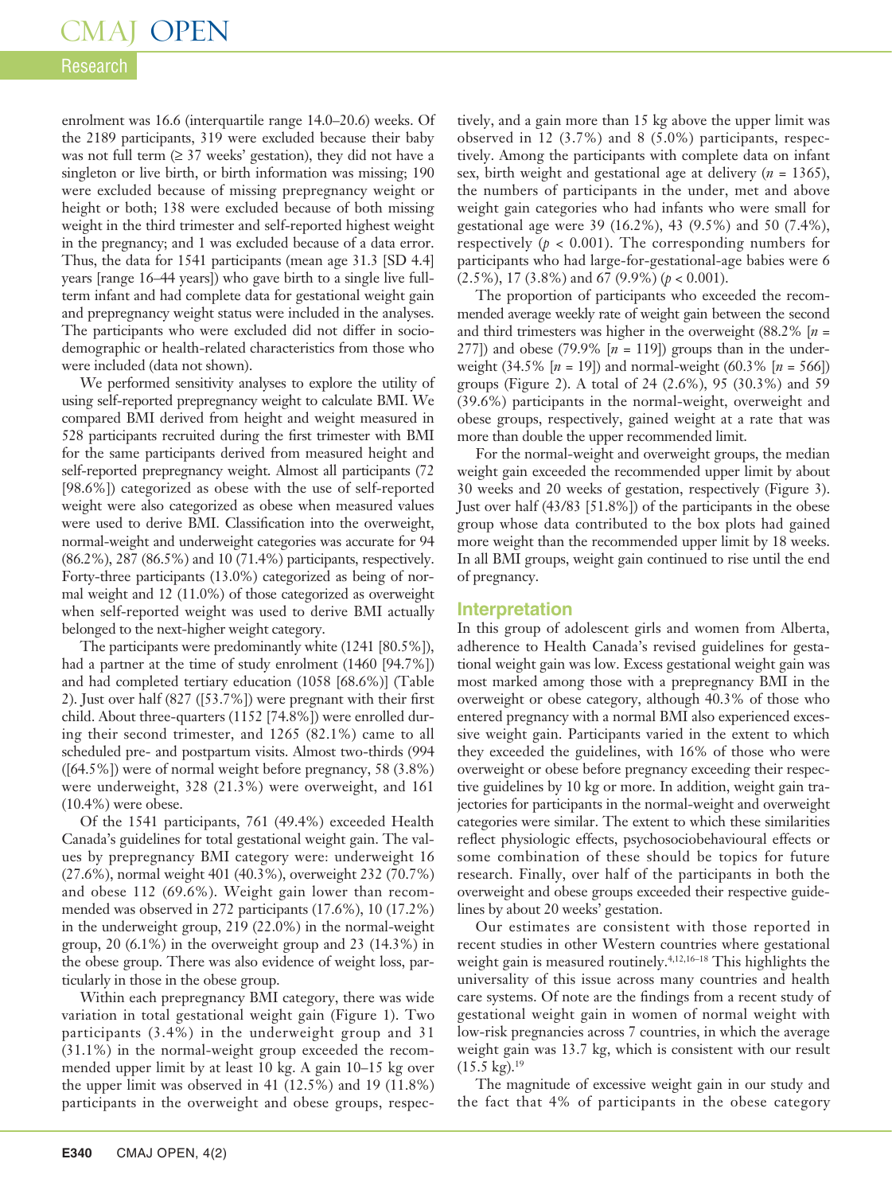enrolment was 16.6 (interquartile range 14.0–20.6) weeks. Of the 2189 participants, 319 were excluded because their baby was not full term (≥ 37 weeks' gestation), they did not have a singleton or live birth, or birth information was missing; 190 were excluded because of missing prepregnancy weight or height or both; 138 were excluded because of both missing weight in the third trimester and self-reported highest weight in the pregnancy; and 1 was excluded because of a data error. Thus, the data for 1541 participants (mean age 31.3 [SD 4.4] years [range 16–44 years]) who gave birth to a single live full-term infant and had complete data for gestational weight gain and prepregnancy weight status were included in the analyses. The participants who were excluded did not differ in sociodemographic or health-related characteristics from those who were included (data not shown).

We performed sensitivity analyses to explore the utility of using self-reported prepregnancy weight to calculate BMI. We compared BMI derived from height and weight measured in 528 participants recruited during the first trimester with BMI for the same participants derived from measured height and self-reported prepregnancy weight. Almost all participants (72 [98.6%]) categorized as obese with the use of self-reported weight were also categorized as obese when measured values were used to derive BMI. Classification into the overweight, normal-weight and underweight categories was accurate for 94 (86.2%), 287 (86.5%) and 10 (71.4%) participants, respectively. Forty-three participants (13.0%) categorized as being of normal weight and 12 (11.0%) of those categorized as overweight when self-reported weight was used to derive BMI actually belonged to the next-higher weight category.

The participants were predominantly white (1241 [80.5%]), had a partner at the time of study enrolment (1460 [94.7%]) and had completed tertiary education (1058 [68.6%)] (Table 2). Just over half (827 ([53.7%]) were pregnant with their first child. About three-quarters (1152 [74.8%]) were enrolled during their second trimester, and 1265 (82.1%) came to all scheduled pre- and postpartum visits. Almost two-thirds (994 ([64.5%]) were of normal weight before pregnancy, 58 (3.8%) were underweight, 328 (21.3%) were overweight, and 161 (10.4%) were obese.

Of the 1541 participants, 761 (49.4%) exceeded Health Canada's guidelines for total gestational weight gain. The values by prepregnancy BMI category were: underweight 16 (27.6%), normal weight 401 (40.3%), overweight 232 (70.7%) and obese 112 (69.6%). Weight gain lower than recommended was observed in 272 participants (17.6%), 10 (17.2%) in the underweight group, 219 (22.0%) in the normal-weight group, 20 (6.1%) in the overweight group and 23 (14.3%) in the obese group. There was also evidence of weight loss, particularly in those in the obese group.

Within each prepregnancy BMI category, there was wide variation in total gestational weight gain (Figure 1). Two participants (3.4%) in the underweight group and 31 (31.1%) in the normal-weight group exceeded the recommended upper limit by at least 10 kg. A gain 10–15 kg over the upper limit was observed in 41 (12.5%) and 19 (11.8%) participants in the overweight and obese groups, respectively, and a gain more than 15 kg above the upper limit was observed in 12 (3.7%) and 8 (5.0%) participants, respectively. Among the participants with complete data on infant sex, birth weight and gestational age at delivery ($n$ = 1365), the numbers of participants in the under, met and above weight gain categories who had infants who were small for gestational age were 39 (16.2%), 43 (9.5%) and 50 (7.4%), respectively ($p$ < 0.001). The corresponding numbers for participants who had large-for-gestational-age babies were 6 (2.5%), 17 (3.8%) and 67 (9.9%) ($p$ < 0.001).

The proportion of participants who exceeded the recommended average weekly rate of weight gain between the second and third trimesters was higher in the overweight (88.2% [$n$ = 277]) and obese (79.9% [$n$ = 119]) groups than in the underweight (34.5% [$n$ = 19]) and normal-weight (60.3% [$n$ = 566]) groups (Figure 2). A total of 24 (2.6%), 95 (30.3%) and 59 (39.6%) participants in the normal-weight, overweight and obese groups, respectively, gained weight at a rate that was more than double the upper recommended limit.

For the normal-weight and overweight groups, the median weight gain exceeded the recommended upper limit by about 30 weeks and 20 weeks of gestation, respectively (Figure 3). Just over half (43/83 [51.8%]) of the participants in the obese group whose data contributed to the box plots had gained more weight than the recommended upper limit by 18 weeks. In all BMI groups, weight gain continued to rise until the end of pregnancy.

## Interpretation

In this group of adolescent girls and women from Alberta, adherence to Health Canada's revised guidelines for gestational weight gain was low. Excess gestational weight gain was most marked among those with a prepregnancy BMI in the overweight or obese category, although 40.3% of those who entered pregnancy with a normal BMI also experienced excessive weight gain. Participants varied in the extent to which they exceeded the guidelines, with 16% of those who were overweight or obese before pregnancy exceeding their respective guidelines by 10 kg or more. In addition, weight gain trajectories for participants in the normal-weight and overweight categories were similar. The extent to which these similarities reflect physiologic effects, psychosociobehavioural effects or some combination of these should be topics for future research. Finally, over half of the participants in both the overweight and obese groups exceeded their respective guidelines by about 20 weeks' gestation.

Our estimates are consistent with those reported in recent studies in other Western countries where gestational weight gain is measured routinely.[4,12,16–18] This highlights the universality of this issue across many countries and health care systems. Of note are the findings from a recent study of gestational weight gain in women of normal weight with low-risk pregnancies across 7 countries, in which the average weight gain was 13.7 kg, which is consistent with our result (15.5 kg).[19]

The magnitude of excessive weight gain in our study and the fact that 4% of participants in the obese category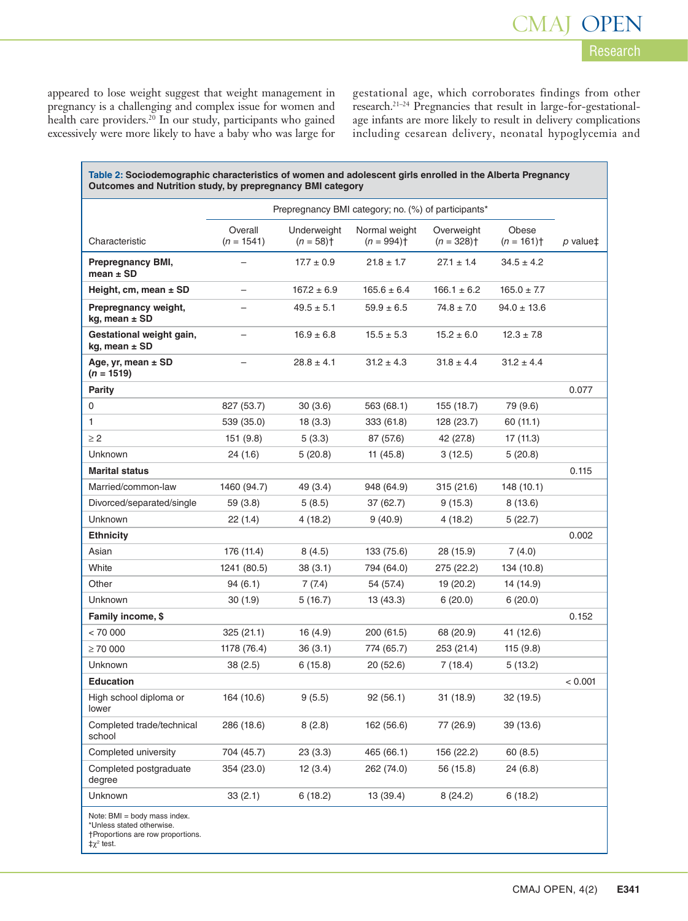appeared to lose weight suggest that weight management in pregnancy is a challenging and complex issue for women and health care providers.[20] In our study, participants who gained excessively were more likely to have a baby who was large for gestational age, which corroborates findings from other research.[21–24] Pregnancies that result in large-for-gestational-age infants are more likely to result in delivery complications including cesarean delivery, neonatal hypoglycemia and

**Table 2: Sociodemographic characteristics of women and adolescent girls enrolled in the Alberta Pregnancy Outcomes and Nutrition study, by prepregnancy BMI category**

| | Prepregnancy BMI category; no. (%) of participants* | | | | | |
|---|---|---|---|---|---|---|
| Characteristic | Overall (*n* = 1541) | Underweight (*n* = 58)† | Normal weight (*n* = 994)† | Overweight (*n* = 328)† | Obese (*n* = 161)† | *p* value‡ |
| **Prepregnancy BMI, mean ± SD** | – | 17.7 ± 0.9 | 21.8 ± 1.7 | 27.1 ± 1.4 | 34.5 ± 4.2 | |
| **Height, cm, mean ± SD** | – | 167.2 ± 6.9 | 165.6 ± 6.4 | 166.1 ± 6.2 | 165.0 ± 7.7 | |
| **Prepregnancy weight, kg, mean ± SD** | – | 49.5 ± 5.1 | 59.9 ± 6.5 | 74.8 ± 7.0 | 94.0 ± 13.6 | |
| **Gestational weight gain, kg, mean ± SD** | – | 16.9 ± 6.8 | 15.5 ± 5.3 | 15.2 ± 6.0 | 12.3 ± 7.8 | |
| **Age, yr, mean ± SD (*n* = 1519)** | – | 28.8 ± 4.1 | 31.2 ± 4.3 | 31.8 ± 4.4 | 31.2 ± 4.4 | |
| **Parity** | | | | | | 0.077 |
| 0 | 827 (53.7) | 30 (3.6) | 563 (68.1) | 155 (18.7) | 79 (9.6) | |
| 1 | 539 (35.0) | 18 (3.3) | 333 (61.8) | 128 (23.7) | 60 (11.1) | |
| ≥ 2 | 151 (9.8) | 5 (3.3) | 87 (57.6) | 42 (27.8) | 17 (11.3) | |
| Unknown | 24 (1.6) | 5 (20.8) | 11 (45.8) | 3 (12.5) | 5 (20.8) | |
| **Marital status** | | | | | | 0.115 |
| Married/common-law | 1460 (94.7) | 49 (3.4) | 948 (64.9) | 315 (21.6) | 148 (10.1) | |
| Divorced/separated/single | 59 (3.8) | 5 (8.5) | 37 (62.7) | 9 (15.3) | 8 (13.6) | |
| Unknown | 22 (1.4) | 4 (18.2) | 9 (40.9) | 4 (18.2) | 5 (22.7) | |
| **Ethnicity** | | | | | | 0.002 |
| Asian | 176 (11.4) | 8 (4.5) | 133 (75.6) | 28 (15.9) | 7 (4.0) | |
| White | 1241 (80.5) | 38 (3.1) | 794 (64.0) | 275 (22.2) | 134 (10.8) | |
| Other | 94 (6.1) | 7 (7.4) | 54 (57.4) | 19 (20.2) | 14 (14.9) | |
| Unknown | 30 (1.9) | 5 (16.7) | 13 (43.3) | 6 (20.0) | 6 (20.0) | |
| **Family income, $** | | | | | | 0.152 |
| < 70 000 | 325 (21.1) | 16 (4.9) | 200 (61.5) | 68 (20.9) | 41 (12.6) | |
| ≥ 70 000 | 1178 (76.4) | 36 (3.1) | 774 (65.7) | 253 (21.4) | 115 (9.8) | |
| Unknown | 38 (2.5) | 6 (15.8) | 20 (52.6) | 7 (18.4) | 5 (13.2) | |
| **Education** | | | | | | < 0.001 |
| High school diploma or lower | 164 (10.6) | 9 (5.5) | 92 (56.1) | 31 (18.9) | 32 (19.5) | |
| Completed trade/technical school | 286 (18.6) | 8 (2.8) | 162 (56.6) | 77 (26.9) | 39 (13.6) | |
| Completed university | 704 (45.7) | 23 (3.3) | 465 (66.1) | 156 (22.2) | 60 (8.5) | |
| Completed postgraduate degree | 354 (23.0) | 12 (3.4) | 262 (74.0) | 56 (15.8) | 24 (6.8) | |
| Unknown | 33 (2.1) | 6 (18.2) | 13 (39.4) | 8 (24.2) | 6 (18.2) | |

Note: BMI = body mass index.
*Unless stated otherwise.
†Proportions are row proportions.
‡$\chi^2$ test.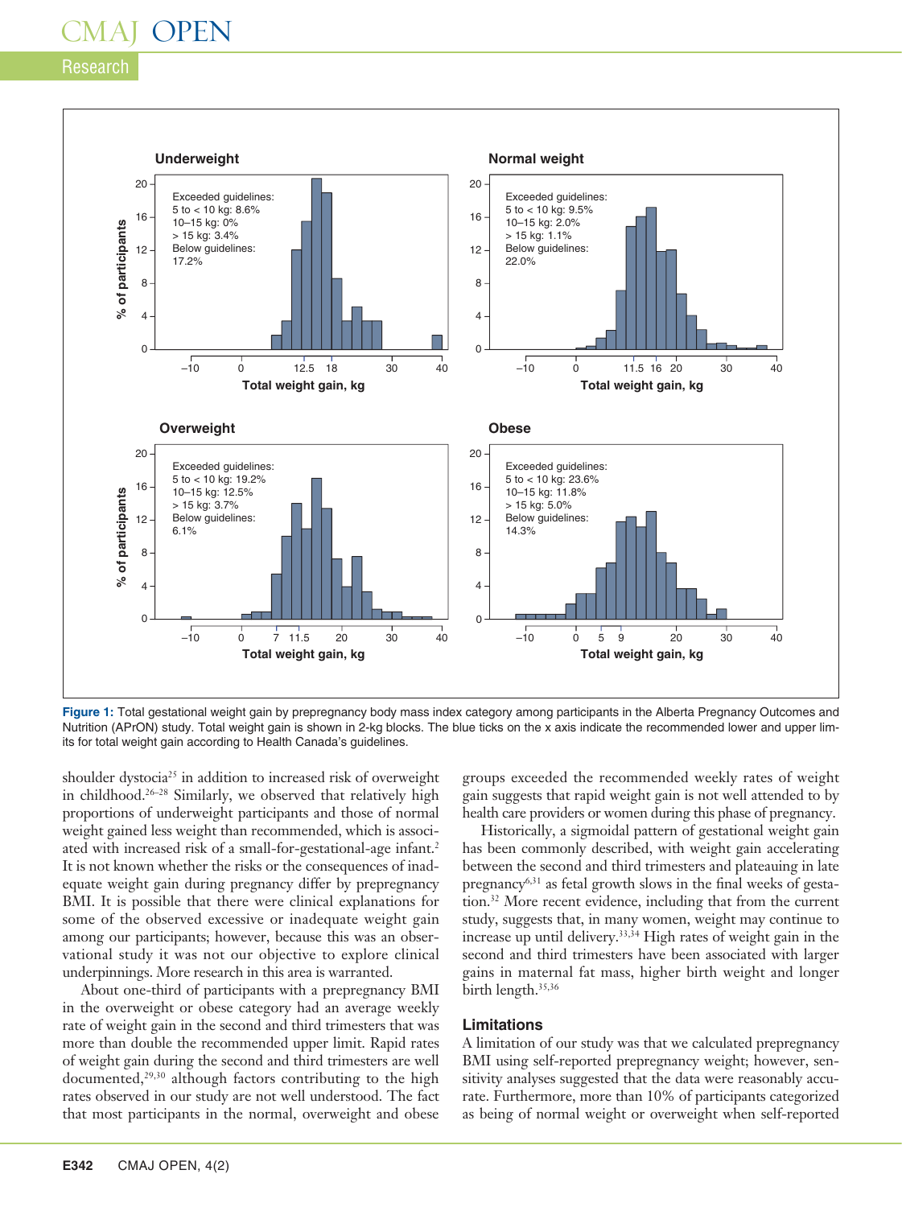Figure 1: Total gestational weight gain by prepregnancy body mass index category among participants in the Alberta Pregnancy Outcomes and Nutrition (APrON) study. Total weight gain is shown in 2-kg blocks. The blue ticks on the x axis indicate the recommended lower and upper limits for total weight gain according to Health Canada's guidelines.

shoulder dystocia[25] in addition to increased risk of overweight in childhood.[26–28] Similarly, we observed that relatively high proportions of underweight participants and those of normal weight gained less weight than recommended, which is associated with increased risk of a small-for-gestational-age infant.[2] It is not known whether the risks or the consequences of inadequate weight gain during pregnancy differ by prepregnancy BMI. It is possible that there were clinical explanations for some of the observed excessive or inadequate weight gain among our participants; however, because this was an observational study it was not our objective to explore clinical underpinnings. More research in this area is warranted.

About one-third of participants with a prepregnancy BMI in the overweight or obese category had an average weekly rate of weight gain in the second and third trimesters that was more than double the recommended upper limit. Rapid rates of weight gain during the second and third trimesters are well documented,[29,30] although factors contributing to the high rates observed in our study are not well understood. The fact that most participants in the normal, overweight and obese groups exceeded the recommended weekly rates of weight gain suggests that rapid weight gain is not well attended to by health care providers or women during this phase of pregnancy.

Historically, a sigmoidal pattern of gestational weight gain has been commonly described, with weight gain accelerating between the second and third trimesters and plateauing in late pregnancy[6,31] as fetal growth slows in the final weeks of gestation.[32] More recent evidence, including that from the current study, suggests that, in many women, weight may continue to increase up until delivery.[33,34] High rates of weight gain in the second and third trimesters have been associated with larger gains in maternal fat mass, higher birth weight and longer birth length.[35,36]

## Limitations

A limitation of our study was that we calculated prepregnancy BMI using self-reported prepregnancy weight; however, sensitivity analyses suggested that the data were reasonably accurate. Furthermore, more than 10% of participants categorized as being of normal weight or overweight when self-reported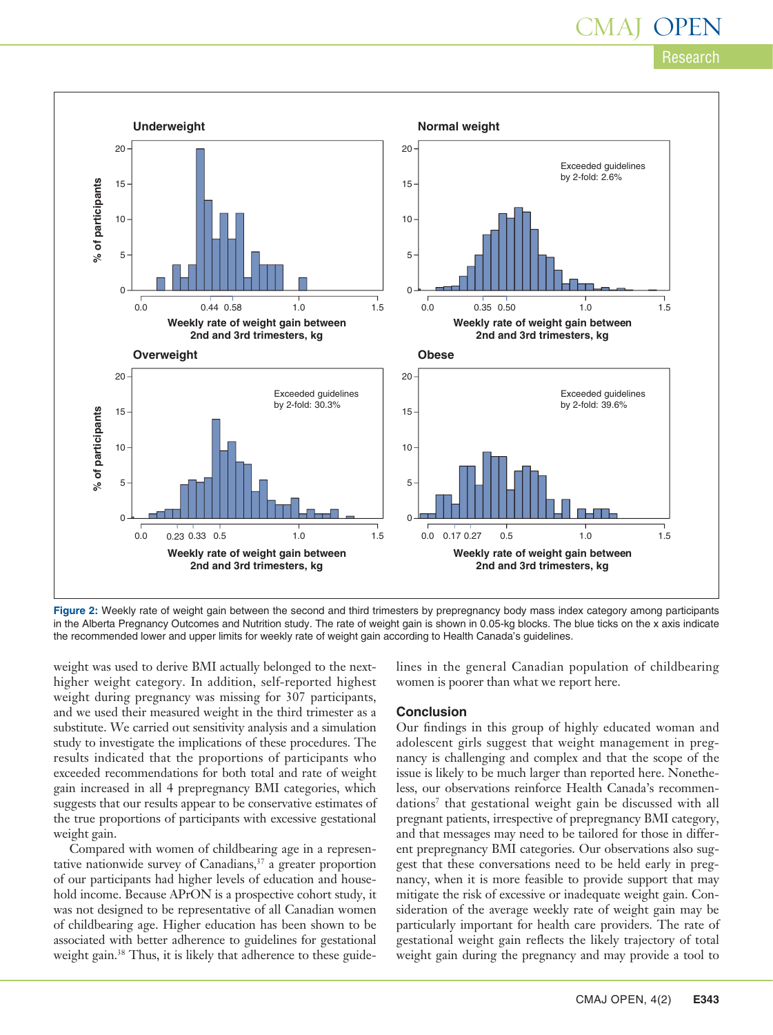Figure 2: Weekly rate of weight gain between the second and third trimesters by prepregnancy body mass index category among participants in the Alberta Pregnancy Outcomes and Nutrition study. The rate of weight gain is shown in 0.05-kg blocks. The blue ticks on the x axis indicate the recommended lower and upper limits for weekly rate of weight gain according to Health Canada's guidelines.

weight was used to derive BMI actually belonged to the next-higher weight category. In addition, self-reported highest weight during pregnancy was missing for 307 participants, and we used their measured weight in the third trimester as a substitute. We carried out sensitivity analysis and a simulation study to investigate the implications of these procedures. The results indicated that the proportions of participants who exceeded recommendations for both total and rate of weight gain increased in all 4 prepregnancy BMI categories, which suggests that our results appear to be conservative estimates of the true proportions of participants with excessive gestational weight gain.

Compared with women of childbearing age in a representative nationwide survey of Canadians,[37] a greater proportion of our participants had higher levels of education and household income. Because APrON is a prospective cohort study, it was not designed to be representative of all Canadian women of childbearing age. Higher education has been shown to be associated with better adherence to guidelines for gestational weight gain.[38] Thus, it is likely that adherence to these guidelines in the general Canadian population of childbearing women is poorer than what we report here.

## Conclusion

Our findings in this group of highly educated woman and adolescent girls suggest that weight management in pregnancy is challenging and complex and that the scope of the issue is likely to be much larger than reported here. Nonetheless, our observations reinforce Health Canada's recommendations[7] that gestational weight gain be discussed with all pregnant patients, irrespective of prepregnancy BMI category, and that messages may need to be tailored for those in different prepregnancy BMI categories. Our observations also suggest that these conversations need to be held early in pregnancy, when it is more feasible to provide support that may mitigate the risk of excessive or inadequate weight gain. Consideration of the average weekly rate of weight gain may be particularly important for health care providers. The rate of gestational weight gain reflects the likely trajectory of total weight gain during the pregnancy and may provide a tool to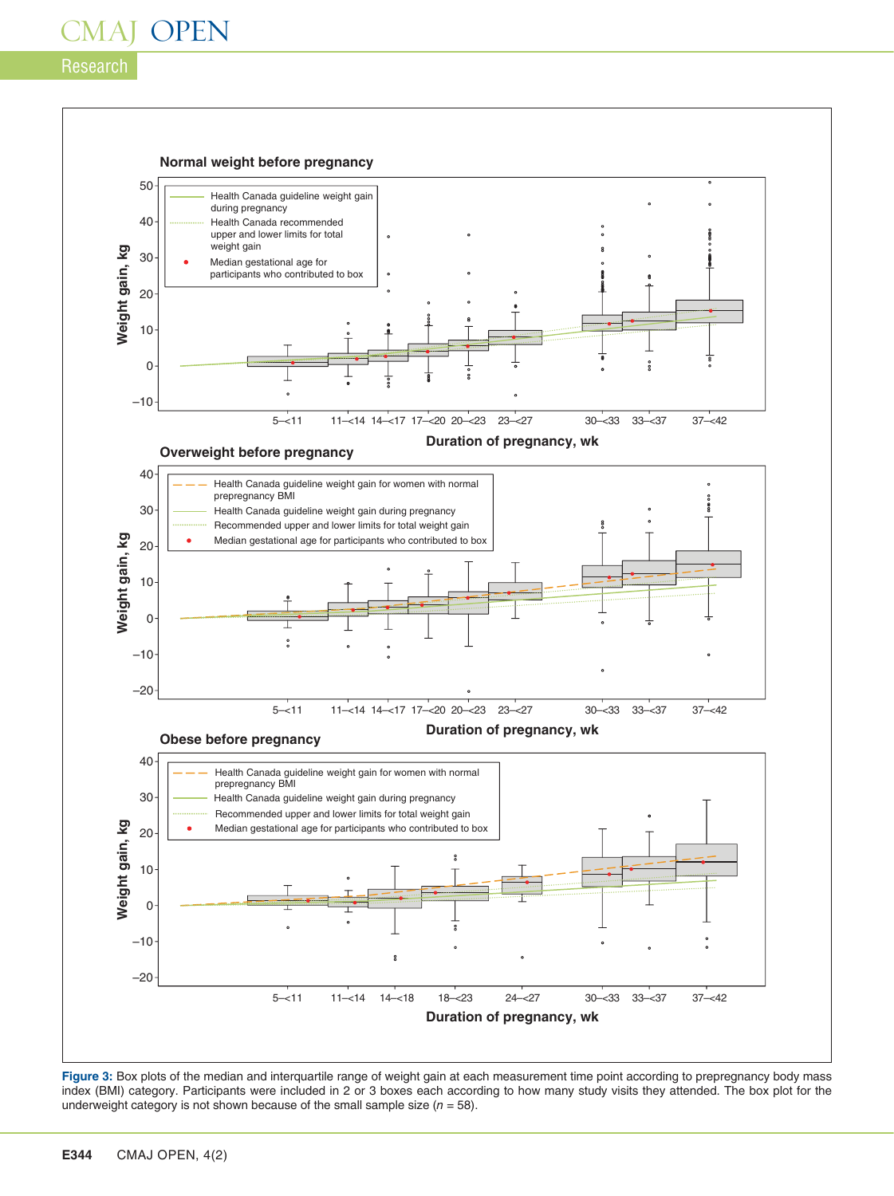**Figure 3:** Box plots of the median and interquartile range of weight gain at each measurement time point according to prepregnancy body mass index (BMI) category. Participants were included in 2 or 3 boxes each according to how many study visits they attended. The box plot for the underweight category is not shown because of the small sample size ($n$ = 58).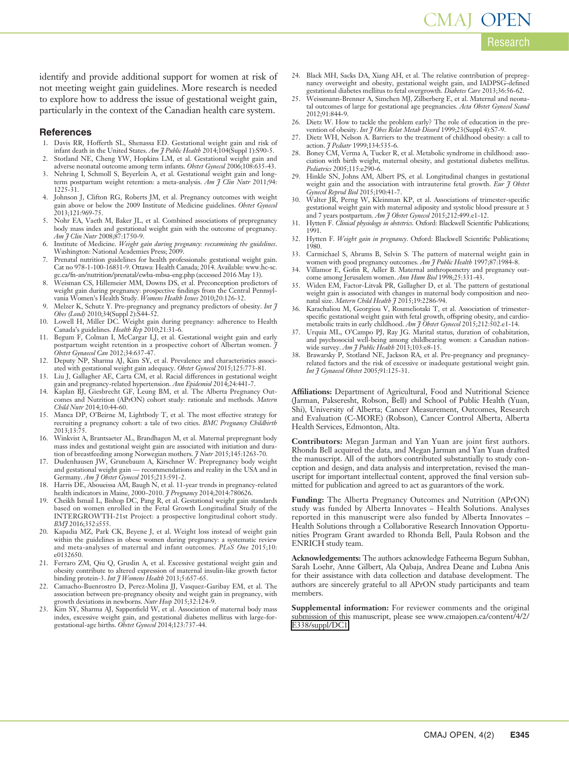identify and provide additional support for women at risk of not meeting weight gain guidelines. More research is needed to explore how to address the issue of gestational weight gain, particularly in the context of the Canadian health care system.

## References

1. Davis RR, Hofferth SL, Shenassa ED. Gestational weight gain and risk of infant death in the United States. *Am J Public Health* 2014;104(Suppl 1):S90-5.
2. Stotland NE, Cheng YW, Hopkins LM, et al. Gestational weight gain and adverse neonatal outcome among term infants. *Obstet Gynecol* 2006;108:635-43.
3. Nehring I, Schmoll S, Beyerlein A, et al. Gestational weight gain and long-term postpartum weight retention: a meta-analysis. *Am J Clin Nutr* 2011;94:1225-31.
4. Johnson J, Clifton RG, Roberts JM, et al. Pregnancy outcomes with weight gain above or below the 2009 Institute of Medicine guidelines. *Obstet Gynecol* 2013;121:969-75.
5. Nohr EA, Vaeth M, Baker JL, et al. Combined associations of prepregnancy body mass index and gestational weight gain with the outcome of pregnancy. *Am J Clin Nutr* 2008;87:1750-9.
6. Institute of Medicine. *Weight gain during pregnancy: reexamining the guidelines*. Washington: National Academies Press; 2009.
7. Prenatal nutrition guidelines for health professionals: gestational weight gain. Cat no 978-1-100-16831-9. Ottawa: Health Canada; 2014. Available: www.hc-sc.gc.ca/fn-an/nutrition/prenatal/ewba-mbsa-eng.php (accessed 2016 May 13).
8. Weisman CS, Hillemeier MM, Downs DS, et al. Preconception predictors of weight gain during pregnancy: prospective findings from the Central Pennsylvania Women's Health Study. *Womens Health Issues* 2010;20:126-32.
9. Melzer K, Schutz Y. Pre-pregnancy and pregnancy predictors of obesity. *Int J Obes (Lond)* 2010;34(Suppl 2):S44-52.
10. Lowell H, Miller DC. Weight gain during pregnancy: adherence to Health Canada's guidelines. *Health Rep* 2010;21:31-6.
11. Begum F, Colman I, McCargar LJ, et al. Gestational weight gain and early postpartum weight retention in a prospective cohort of Albertan women. *J Obstet Gynaecol Can* 2012;34:637-47.
12. Deputy NP, Sharma AJ, Kim SY, et al. Prevalence and characteristics associated with gestational weight gain adequacy. *Obstet Gynecol* 2015;125:773-81.
13. Liu J, Gallagher AE, Carta CM, et al. Racial differences in gestational weight gain and pregnancy-related hypertension. *Ann Epidemiol* 2014;24:441-7.
14. Kaplan BJ, Giesbrecht GF, Leung BM, et al. The Alberta Pregnancy Outcomes and Nutrition (APrON) cohort study: rationale and methods. *Matern Child Nutr* 2014;10:44-60.
15. Manca DP, O'Beirne M, Lightbody T, et al. The most effective strategy for recruiting a pregnancy cohort: a tale of two cities. *BMC Pregnancy Childbirth* 2013;13:75.
16. Winkvist A, Brantsaeter AL, Brandhagen M, et al. Maternal prepregnant body mass index and gestational weight gain are associated with initiation and duration of breastfeeding among Norwegian mothers. *J Nutr* 2015;145:1263-70.
17. Dudenhausen JW, Grunebaum A, Kirschner W. Prepregnancy body weight and gestational weight gain — recommendations and reality in the USA and in Germany. *Am J Obstet Gynecol* 2015;213:591-2.
18. Harris DE, Aboueissa AM, Baugh N, et al. 11-year trends in pregnancy-related health indicators in Maine, 2000–2010. *J Pregnancy* 2014;2014:780626.
19. Cheikh Ismail L, Bishop DC, Pang R, et al. Gestational weight gain standards based on women enrolled in the Fetal Growth Longitudinal Study of the INTERGROWTH-21st Project: a prospective longitudinal cohort study. *BMJ* 2016;352:i555.
20. Kapadia MZ, Park CK, Beyene J, et al. Weight loss instead of weight gain within the guidelines in obese women during pregnancy: a systematic review and meta-analyses of maternal and infant outcomes. *PLoS One* 2015;10:e0132650.
21. Ferraro ZM, Qiu Q, Gruslin A, et al. Excessive gestational weight gain and obesity contribute to altered expression of maternal insulin-like growth factor binding protein-3. *Int J Womens Health* 2013;5:657-65.
22. Camacho-Buenrostro D, Perez-Molina JJ, Vasquez-Garibay EM, et al. The association between pre-pregnancy obesity and weight gain in pregnancy, with growth deviations in newborns. *Nutr Hosp* 2015;32:124-9.
23. Kim SY, Sharma AJ, Sappenfield W, et al. Association of maternal body mass index, excessive weight gain, and gestational diabetes mellitus with large-for-gestational-age births. *Obstet Gynecol* 2014;123:737-44.
24. Black MH, Sacks DA, Xiang AH, et al. The relative contribution of prepregnancy overweight and obesity, gestational weight gain, and IADPSG-defined gestational diabetes mellitus to fetal overgrowth. *Diabetes Care* 2013;36:56-62.
25. Weissmann-Brenner A, Simchen MJ, Zilberberg E, et al. Maternal and neonatal outcomes of large for gestational age pregnancies. *Acta Obstet Gynecol Scand* 2012;91:844-9.
26. Dietz W. How to tackle the problem early? The role of education in the prevention of obesity. *Int J Obes Relat Metab Disord* 1999;23(Suppl 4):S7-9.
27. Dietz WH, Nelson A. Barriers to the treatment of childhood obesity: a call to action. *J Pediatr* 1999;134:535-6.
28. Boney CM, Verma A, Tucker R, et al. Metabolic syndrome in childhood: association with birth weight, maternal obesity, and gestational diabetes mellitus. *Pediatrics* 2005;115:e290-6.
29. Hinkle SN, Johns AM, Albert PS, et al. Longitudinal changes in gestational weight gain and the association with intrauterine fetal growth. *Eur J Obstet Gynecol Reprod Biol* 2015;190:41-7.
30. Walter JR, Perng W, Kleinman KP, et al. Associations of trimester-specific gestational weight gain with maternal adiposity and systolic blood pressure at 3 and 7 years postpartum. *Am J Obstet Gynecol* 2015;212:499.e1-12.
31. Hytten F. *Clinical physiology in obstetrics*. Oxford: Blackwell Scientific Publications; 1991.
32. Hytten F. *Weight gain in pregnancy*. Oxford: Blackwell Scientific Publications; 1980.
33. Carmichael S, Abrams B, Selvin S. The pattern of maternal weight gain in women with good pregnancy outcomes. *Am J Public Health* 1997;87:1984-8.
34. Villamor E, Gofin R, Adler B. Maternal anthropometry and pregnancy outcome among Jerusalem women. *Ann Hum Biol* 1998;25:331-43.
35. Widen EM, Factor-Litvak PR, Gallagher D, et al. The pattern of gestational weight gain is associated with changes in maternal body composition and neonatal size. *Matern Child Health J* 2015;19:2286-94.
36. Karachaliou M, Georgiou V, Roumeliotaki T, et al. Association of trimester-specific gestational weight gain with fetal growth, offspring obesity, and cardiometabolic traits in early childhood. *Am J Obstet Gynecol* 2015;212:502.e1-14.
37. Urquia ML, O'Campo PJ, Ray JG. Marital status, duration of cohabitation, and psychosocial well-being among childbearing women: a Canadian nationwide survey. *Am J Public Health* 2013;103:e8-15.
38. Brawarsky P, Stotland NE, Jackson RA, et al. Pre-pregnancy and pregnancy-related factors and the risk of excessive or inadequate gestational weight gain. *Int J Gynaecol Obstet* 2005;91:125-31.

**Affiliations:** Department of Agricultural, Food and Nutritional Science (Jarman, Pakseresht, Robson, Bell) and School of Public Health (Yuan, Shi), University of Alberta; Cancer Measurement, Outcomes, Research and Evaluation (C-MORE) (Robson), Cancer Control Alberta, Alberta Health Services, Edmonton, Alta.

**Contributors:** Megan Jarman and Yan Yuan are joint first authors. Rhonda Bell acquired the data, and Megan Jarman and Yan Yuan drafted the manuscript. All of the authors contributed substantially to study conception and design, and data analysis and interpretation, revised the manuscript for important intellectual content, approved the final version submitted for publication and agreed to act as guarantors of the work.

**Funding:** The Alberta Pregnancy Outcomes and Nutrition (APrON) study was funded by Alberta Innovates – Health Solutions. Analyses reported in this manuscript were also funded by Alberta Innovates – Health Solutions through a Collaborative Research Innovation Opportunities Program Grant awarded to Rhonda Bell, Paula Robson and the ENRICH study team.

**Acknowledgements:** The authors acknowledge Fatheema Begum Subhan, Sarah Loehr, Anne Gilbert, Ala Qabaja, Andrea Deane and Lubna Anis for their assistance with data collection and database development. The authors are sincerely grateful to all APrON study participants and team members.

**Supplemental information:** For reviewer comments and the original submission of this manuscript, please see www.cmajopen.ca/content/4/2/E338/suppl/DC1